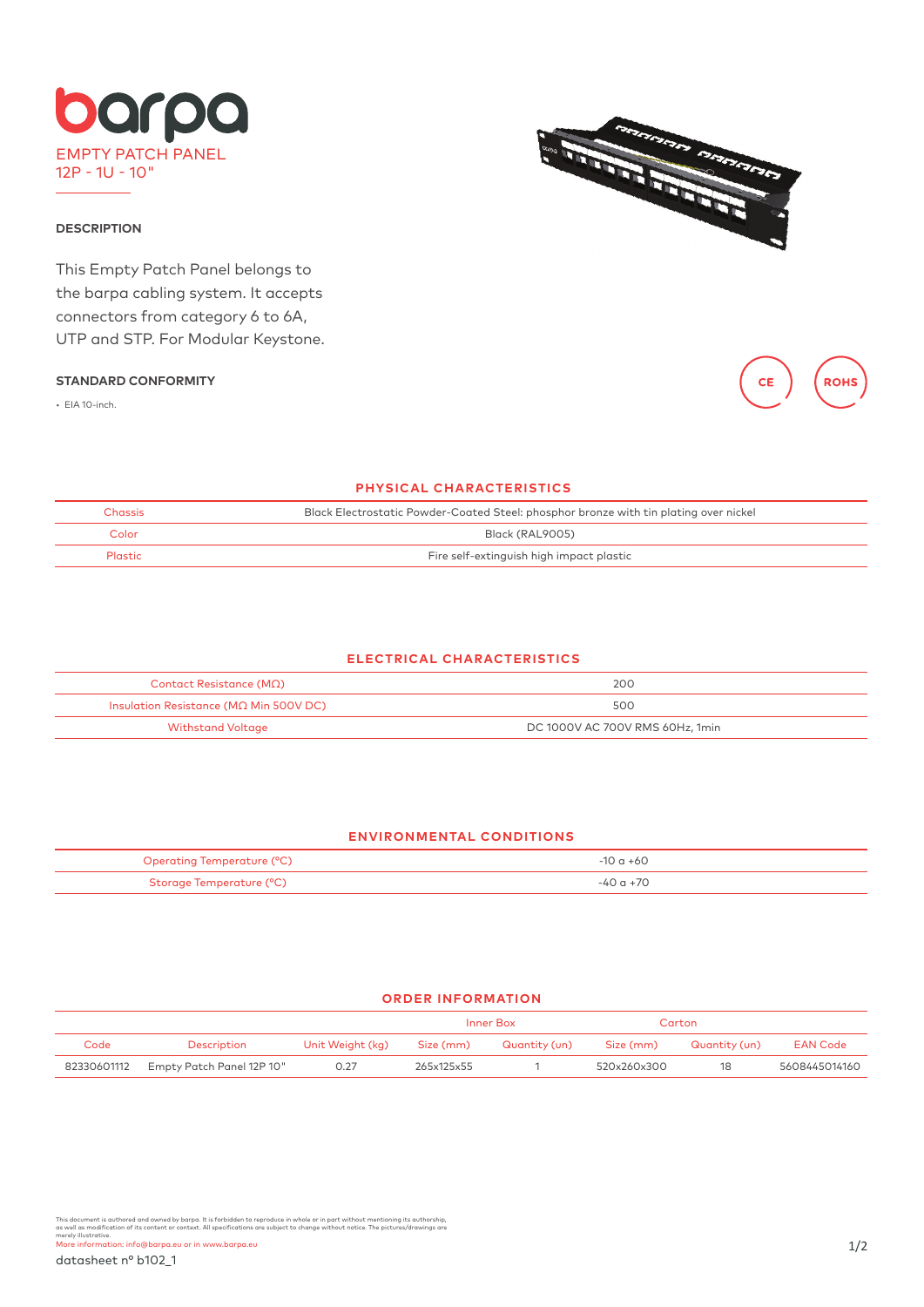# barpa

EMPTY PATCH PANEL
12P - 1U - 10"

### DESCRIPTION

This Empty Patch Panel belongs to the barpa cabling system. It accepts connectors from category 6 to 6A, UTP and STP. For Modular Keystone.

### STANDARD CONFORMITY

- EIA 10-inch.

CE ROHS

## PHYSICAL CHARACTERISTICS

| | |
|---|---|
| Chassis | Black Electrostatic Powder-Coated Steel: phosphor bronze with tin plating over nickel |
| Color | Black (RAL9005) |
| Plastic | Fire self-extinguish high impact plastic |

## ELECTRICAL CHARACTERISTICS

| | |
|---|---|
| Contact Resistance (MΩ) | 200 |
| Insulation Resistance (MΩ Min 500V DC) | 500 |
| Withstand Voltage | DC 1000V AC 700V RMS 60Hz, 1min |

## ENVIRONMENTAL CONDITIONS

| | |
|---|---|
| Operating Temperature (ºC) | -10 a +60 |
| Storage Temperature (ºC) | -40 a +70 |

## ORDER INFORMATION

| | | | Inner Box | | Carton | | |
|---|---|---|---|---|---|---|---|
| Code | Description | Unit Weight (kg) | Size (mm) | Quantity (un) | Size (mm) | Quantity (un) | EAN Code |
| 82330601112 | Empty Patch Panel 12P 10" | 0.27 | 265x125x55 | 1 | 520x260x300 | 18 | 5608445014160 |

This document is authored and owned by barpa. It is forbidden to reproduce in whole or in part without mentioning its authorship, as well as modification of its content or context. All specifications are subject to change without notice. The pictures/drawings are merely illustrative.
More information: info@barpa.eu or in www.barpa.eu

datasheet nº b102_1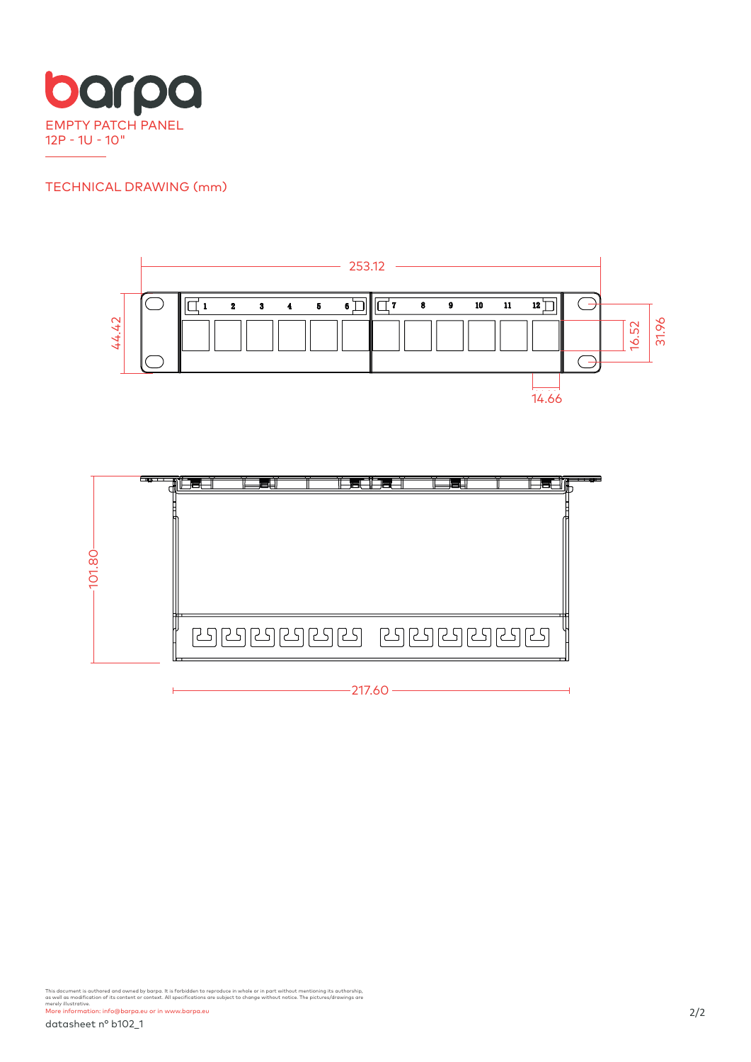barpa

EMPTY PATCH PANEL
12P - 1U - 10"

## TECHNICAL DRAWING (mm)

253.12

44.42

16.52

31.96

14.66

1 2 3 4 5 6 7 8 9 10 11 12

101.80

217.60

This document is authored and owned by barpa. It is forbidden to reproduce in whole or in part without mentioning its authorship, as well as modification of its content or context. All specifications are subject to change without notice. The pictures/drawings are merely illustrative.
More information: info@barpa.eu or in www.barpa.eu

datasheet nº b102_1